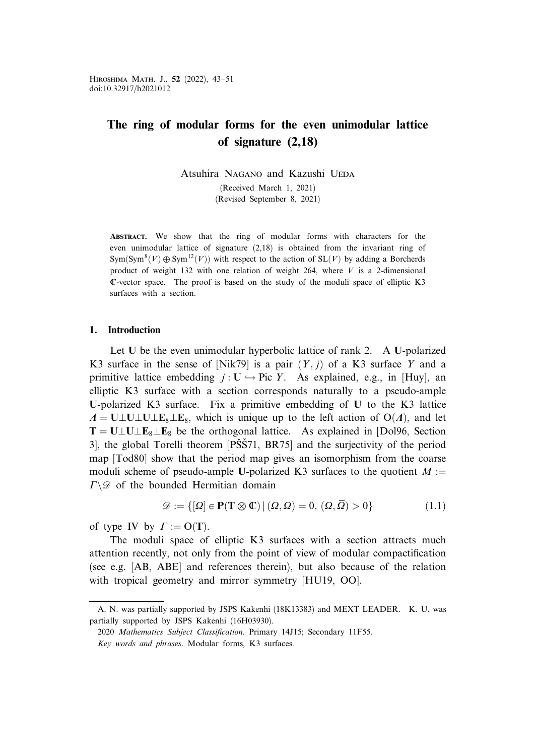# The ring of modular forms for the even unimodular lattice of signature (2,18)

Atsuhira Nagano and Kazushi Ueda

(Received March 1, 2021)
(Revised September 8, 2021)

**Abstract.** We show that the ring of modular forms with characters for the even unimodular lattice of signature (2,18) is obtained from the invariant ring of $\mathrm{Sym}(\mathrm{Sym}^8(V) \oplus \mathrm{Sym}^{12}(V))$ with respect to the action of $\mathrm{SL}(V)$ by adding a Borcherds product of weight 132 with one relation of weight 264, where $V$ is a 2-dimensional $\mathbf{C}$-vector space. The proof is based on the study of the moduli space of elliptic K3 surfaces with a section.

## 1. Introduction

Let $\mathbf{U}$ be the even unimodular hyperbolic lattice of rank 2. A $\mathbf{U}$-polarized K3 surface in the sense of [Nik79] is a pair $(Y, j)$ of a K3 surface $Y$ and a primitive lattice embedding $j : \mathbf{U} \hookrightarrow \mathrm{Pic}\, Y$. As explained, e.g., in [Huy], an elliptic K3 surface with a section corresponds naturally to a pseudo-ample $\mathbf{U}$-polarized K3 surface. Fix a primitive embedding of $\mathbf{U}$ to the K3 lattice $\Lambda = \mathbf{U} \perp \mathbf{U} \perp \mathbf{U} \perp \mathbf{E}_8 \perp \mathbf{E}_8$, which is unique up to the left action of $\mathrm{O}(\Lambda)$, and let $\mathbf{T} = \mathbf{U} \perp \mathbf{U} \perp \mathbf{E}_8 \perp \mathbf{E}_8$ be the orthogonal lattice. As explained in [Dol96, Section 3], the global Torelli theorem [PŠŠ71, BR75] and the surjectivity of the period map [Tod80] show that the period map gives an isomorphism from the coarse moduli scheme of pseudo-ample $\mathbf{U}$-polarized K3 surfaces to the quotient $M := \Gamma \backslash \mathscr{D}$ of the bounded Hermitian domain

$$\mathscr{D} := \{[\Omega] \in \mathbf{P}(\mathbf{T} \otimes \mathbf{C}) \mid (\Omega, \Omega) = 0,\ (\Omega, \bar{\Omega}) > 0\} \tag{1.1}$$

of type IV by $\Gamma := \mathrm{O}(\mathbf{T})$.

The moduli space of elliptic K3 surfaces with a section attracts much attention recently, not only from the point of view of modular compactification (see e.g. [AB, ABE] and references therein), but also because of the relation with tropical geometry and mirror symmetry [HU19, OO].

---

A. N. was partially supported by JSPS Kakenhi (18K13383) and MEXT LEADER. K. U. was partially supported by JSPS Kakenhi (16H03930).

2020 *Mathematics Subject Classification*. Primary 14J15; Secondary 11F55.

*Key words and phrases*. Modular forms, K3 surfaces.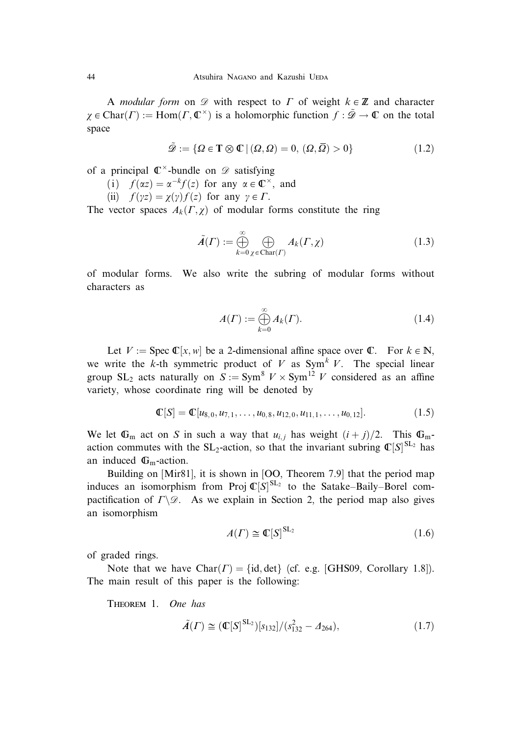A *modular form* on $\mathscr{D}$ with respect to $\Gamma$ of weight $k \in \mathbf{Z}$ and character $\chi \in \mathrm{Char}(\Gamma) := \mathrm{Hom}(\Gamma, \mathbf{C}^\times)$ is a holomorphic function $f : \tilde{\mathscr{D}} \to \mathbf{C}$ on the total space

$$\tilde{\mathscr{D}} := \{\Omega \in \mathbf{T} \otimes \mathbf{C} \mid (\Omega, \Omega) = 0,\ (\Omega, \overline{\Omega}) > 0\} \tag{1.2}$$

of a principal $\mathbf{C}^\times$-bundle on $\mathscr{D}$ satisfying

(i) $f(\alpha z) = \alpha^{-k} f(z)$ for any $\alpha \in \mathbf{C}^\times$, and

(ii) $f(\gamma z) = \chi(\gamma) f(z)$ for any $\gamma \in \Gamma$.

The vector spaces $A_k(\Gamma, \chi)$ of modular forms constitute the ring

$$\tilde{A}(\Gamma) := \bigoplus_{k=0}^{\infty} \bigoplus_{\chi \in \mathrm{Char}(\Gamma)} A_k(\Gamma, \chi) \tag{1.3}$$

of modular forms. We also write the subring of modular forms without characters as

$$A(\Gamma) := \bigoplus_{k=0}^{\infty} A_k(\Gamma). \tag{1.4}$$

Let $V := \operatorname{Spec} \mathbf{C}[x, w]$ be a 2-dimensional affine space over $\mathbf{C}$. For $k \in \mathbf{N}$, we write the $k$-th symmetric product of $V$ as $\operatorname{Sym}^k V$. The special linear group $\mathrm{SL}_2$ acts naturally on $S := \operatorname{Sym}^8 V \times \operatorname{Sym}^{12} V$ considered as an affine variety, whose coordinate ring will be denoted by

$$\mathbf{C}[S] = \mathbf{C}[u_{8,0}, u_{7,1}, \dots, u_{0,8}, u_{12,0}, u_{11,1}, \dots, u_{0,12}]. \tag{1.5}$$

We let $\mathbf{G}_\mathrm{m}$ act on $S$ in such a way that $u_{i,j}$ has weight $(i+j)/2$. This $\mathbf{G}_\mathrm{m}$-action commutes with the $\mathrm{SL}_2$-action, so that the invariant subring $\mathbf{C}[S]^{\mathrm{SL}_2}$ has an induced $\mathbf{G}_\mathrm{m}$-action.

Building on [Mir81], it is shown in [OO, Theorem 7.9] that the period map induces an isomorphism from $\operatorname{Proj} \mathbf{C}[S]^{\mathrm{SL}_2}$ to the Satake–Baily–Borel compactification of $\Gamma \backslash \mathscr{D}$. As we explain in Section 2, the period map also gives an isomorphism

$$A(\Gamma) \cong \mathbf{C}[S]^{\mathrm{SL}_2} \tag{1.6}$$

of graded rings.

Note that we have $\mathrm{Char}(\Gamma) = \{\mathrm{id}, \det\}$ (cf. e.g. [GHS09, Corollary 1.8]). The main result of this paper is the following:

Theorem 1. *One has*

$$\tilde{A}(\Gamma) \cong (\mathbf{C}[S]^{\mathrm{SL}_2})[s_{132}]/(s_{132}^2 - \Delta_{264}), \tag{1.7}$$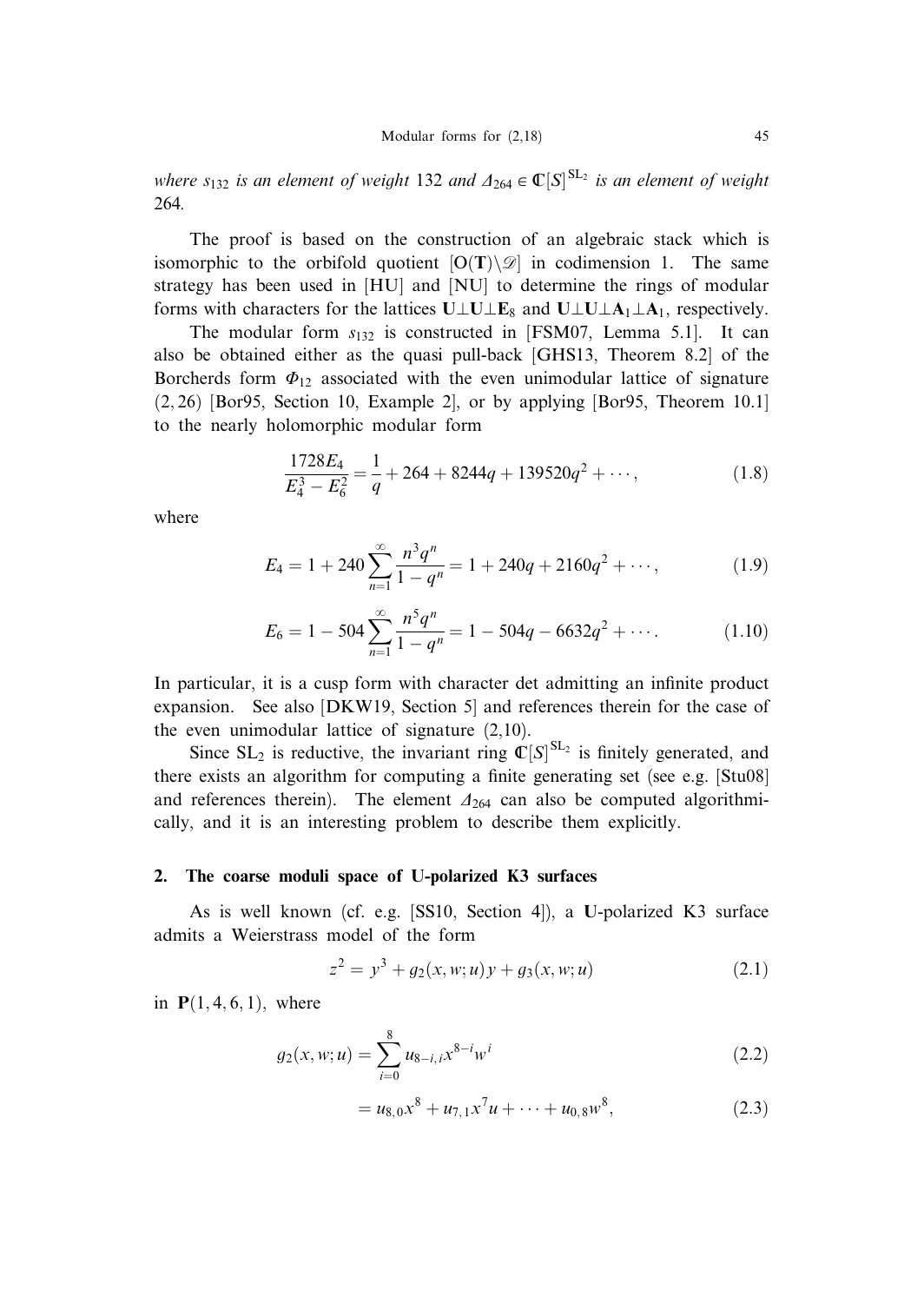*where $s_{132}$ is an element of weight* 132 *and $\Delta_{264} \in \mathbb{C}[S]^{\mathrm{SL}_2}$ is an element of weight* 264*.*

The proof is based on the construction of an algebraic stack which is isomorphic to the orbifold quotient $[\mathrm{O}(\mathbf{T})\backslash\mathscr{D}]$ in codimension 1. The same strategy has been used in [HU] and [NU] to determine the rings of modular forms with characters for the lattices $\mathbf{U}\perp\mathbf{U}\perp\mathbf{E}_8$ and $\mathbf{U}\perp\mathbf{U}\perp\mathbf{A}_1\perp\mathbf{A}_1$, respectively.

The modular form $s_{132}$ is constructed in [FSM07, Lemma 5.1]. It can also be obtained either as the quasi pull-back [GHS13, Theorem 8.2] of the Borcherds form $\Phi_{12}$ associated with the even unimodular lattice of signature $(2, 26)$ [Bor95, Section 10, Example 2], or by applying [Bor95, Theorem 10.1] to the nearly holomorphic modular form

$$\frac{1728E_4}{E_4^3 - E_6^2} = \frac{1}{q} + 264 + 8244q + 139520q^2 + \cdots, \tag{1.8}$$

where

$$E_4 = 1 + 240\sum_{n=1}^{\infty}\frac{n^3q^n}{1-q^n} = 1 + 240q + 2160q^2 + \cdots, \tag{1.9}$$

$$E_6 = 1 - 504\sum_{n=1}^{\infty}\frac{n^5q^n}{1-q^n} = 1 - 504q - 6632q^2 + \cdots. \tag{1.10}$$

In particular, it is a cusp form with character det admitting an infinite product expansion. See also [DKW19, Section 5] and references therein for the case of the even unimodular lattice of signature (2,10).

Since $\mathrm{SL}_2$ is reductive, the invariant ring $\mathbb{C}[S]^{\mathrm{SL}_2}$ is finitely generated, and there exists an algorithm for computing a finite generating set (see e.g. [Stu08] and references therein). The element $\Delta_{264}$ can also be computed algorithmically, and it is an interesting problem to describe them explicitly.

## 2. The coarse moduli space of U-polarized K3 surfaces

As is well known (cf. e.g. [SS10, Section 4]), a $\mathbf{U}$-polarized K3 surface admits a Weierstrass model of the form

$$z^2 = y^3 + g_2(x, w; u)y + g_3(x, w; u) \tag{2.1}$$

in $\mathbf{P}(1, 4, 6, 1)$, where

$$g_2(x, w; u) = \sum_{i=0}^{8} u_{8-i,i}x^{8-i}w^i \tag{2.2}$$

$$= u_{8,0}x^8 + u_{7,1}x^7u + \cdots + u_{0,8}w^8, \tag{2.3}$$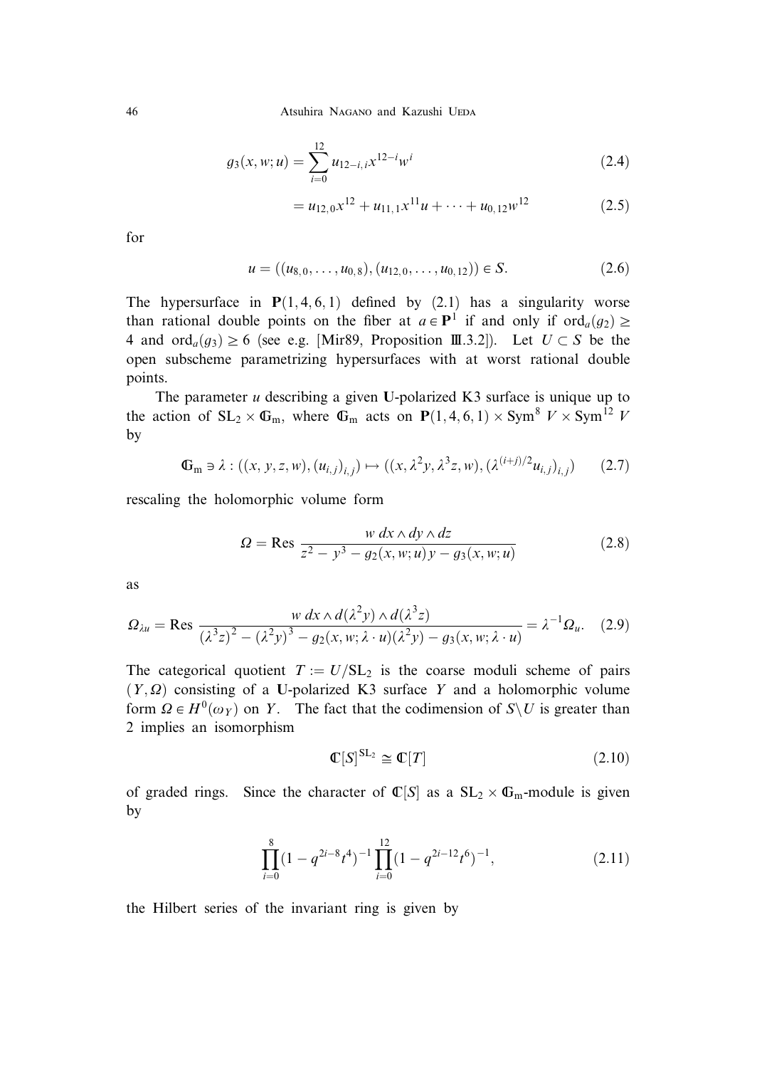$$g_3(x, w; u) = \sum_{i=0}^{12} u_{12-i,i} x^{12-i} w^i \tag{2.4}$$

$$= u_{12,0} x^{12} + u_{11,1} x^{11} u + \cdots + u_{0,12} w^{12} \tag{2.5}$$

for

$$u = ((u_{8,0}, \dots, u_{0,8}), (u_{12,0}, \dots, u_{0,12})) \in S. \tag{2.6}$$

The hypersurface in $\mathbf{P}(1,4,6,1)$ defined by (2.1) has a singularity worse than rational double points on the fiber at $a \in \mathbf{P}^1$ if and only if $\mathrm{ord}_a(g_2) \geq 4$ and $\mathrm{ord}_a(g_3) \geq 6$ (see e.g. [Mir89, Proposition III.3.2]). Let $U \subset S$ be the open subscheme parametrizing hypersurfaces with at worst rational double points.

The parameter $u$ describing a given **U**-polarized K3 surface is unique up to the action of $\mathrm{SL}_2 \times \mathbb{G}_{\mathrm{m}}$, where $\mathbb{G}_{\mathrm{m}}$ acts on $\mathbf{P}(1,4,6,1) \times \mathrm{Sym}^8 V \times \mathrm{Sym}^{12} V$ by

$$\mathbb{G}_{\mathrm{m}} \ni \lambda : ((x, y, z, w), (u_{i,j})_{i,j}) \mapsto ((x, \lambda^2 y, \lambda^3 z, w), (\lambda^{(i+j)/2} u_{i,j})_{i,j}) \tag{2.7}$$

rescaling the holomorphic volume form

$$\Omega = \mathrm{Res}\, \frac{w\, dx \wedge dy \wedge dz}{z^2 - y^3 - g_2(x, w; u) y - g_3(x, w; u)} \tag{2.8}$$

as

$$\Omega_{\lambda u} = \mathrm{Res}\, \frac{w\, dx \wedge d(\lambda^2 y) \wedge d(\lambda^3 z)}{(\lambda^3 z)^2 - (\lambda^2 y)^3 - g_2(x, w; \lambda \cdot u)(\lambda^2 y) - g_3(x, w; \lambda \cdot u)} = \lambda^{-1} \Omega_u. \tag{2.9}$$

The categorical quotient $T := U/\mathrm{SL}_2$ is the coarse moduli scheme of pairs $(Y, \Omega)$ consisting of a **U**-polarized K3 surface $Y$ and a holomorphic volume form $\Omega \in H^0(\omega_Y)$ on $Y$. The fact that the codimension of $S \setminus U$ is greater than 2 implies an isomorphism

$$\mathbb{C}[S]^{\mathrm{SL}_2} \cong \mathbb{C}[T] \tag{2.10}$$

of graded rings. Since the character of $\mathbb{C}[S]$ as a $\mathrm{SL}_2 \times \mathbb{G}_{\mathrm{m}}$-module is given by

$$\prod_{i=0}^{8} (1 - q^{2i-8} t^4)^{-1} \prod_{i=0}^{12} (1 - q^{2i-12} t^6)^{-1}, \tag{2.11}$$

the Hilbert series of the invariant ring is given by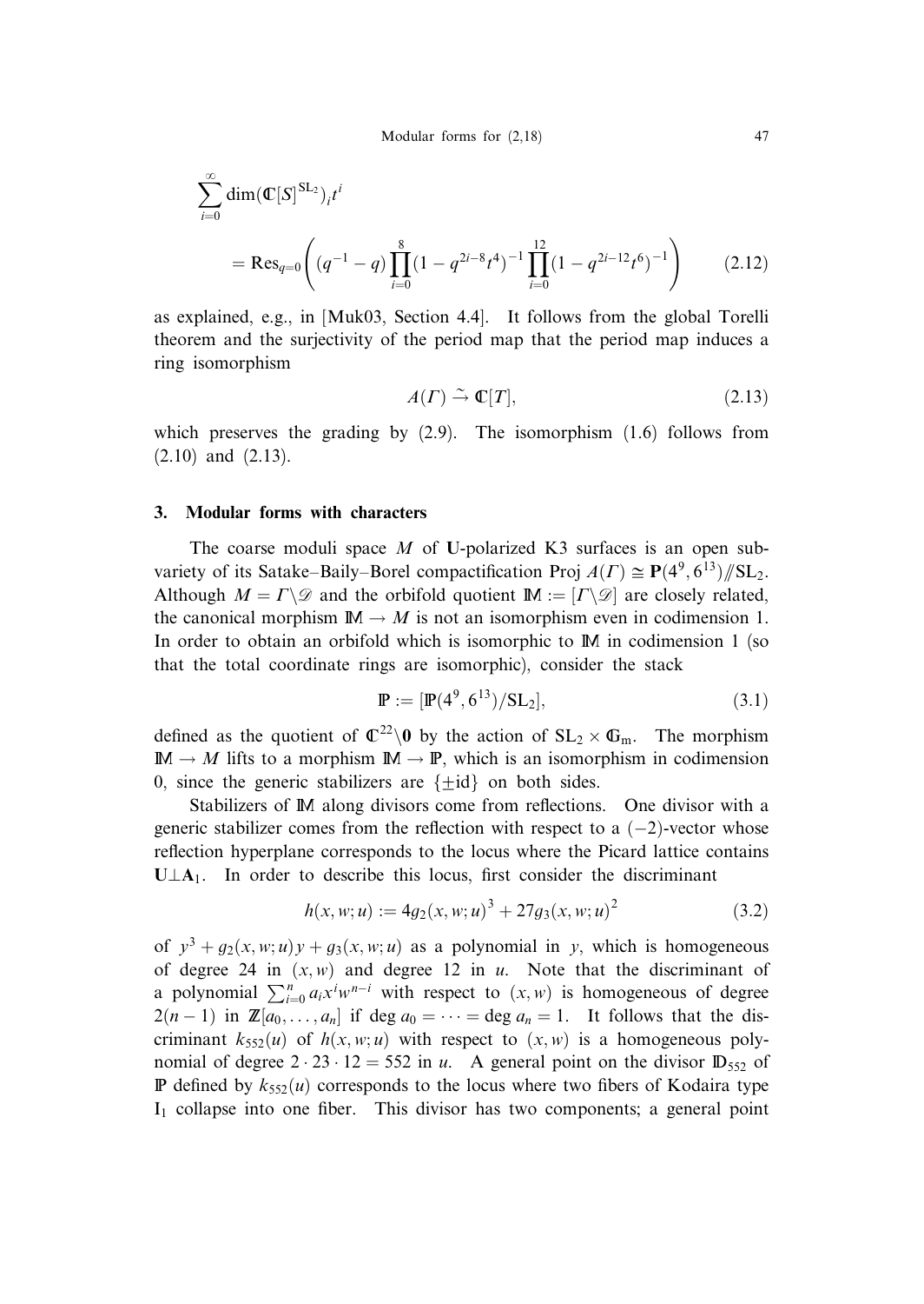$$\sum_{i=0}^{\infty} \dim(\mathbb{C}[S]^{\mathrm{SL}_2})_i t^i$$

$$= \operatorname{Res}_{q=0}\left((q^{-1}-q)\prod_{i=0}^{8}(1-q^{2i-8}t^4)^{-1}\prod_{i=0}^{12}(1-q^{2i-12}t^6)^{-1}\right) \tag{2.12}$$

as explained, e.g., in [Muk03, Section 4.4]. It follows from the global Torelli theorem and the surjectivity of the period map that the period map induces a ring isomorphism

$$A(\Gamma) \xrightarrow{\sim} \mathbb{C}[T], \tag{2.13}$$

which preserves the grading by (2.9). The isomorphism (1.6) follows from (2.10) and (2.13).

## 3. Modular forms with characters

The coarse moduli space $M$ of $\mathbf{U}$-polarized K3 surfaces is an open subvariety of its Satake–Baily–Borel compactification $\operatorname{Proj} A(\Gamma) \cong \mathbf{P}(4^9, 6^{13}) /\!\!/ \mathrm{SL}_2$. Although $M = \Gamma \backslash \mathscr{D}$ and the orbifold quotient $\mathbb{M} := [\Gamma \backslash \mathscr{D}]$ are closely related, the canonical morphism $\mathbb{M} \to M$ is not an isomorphism even in codimension 1. In order to obtain an orbifold which is isomorphic to $\mathbb{M}$ in codimension 1 (so that the total coordinate rings are isomorphic), consider the stack

$$\mathbb{P} := [\mathbb{P}(4^9, 6^{13})/\mathrm{SL}_2], \tag{3.1}$$

defined as the quotient of $\mathbb{C}^{22} \backslash \mathbf{0}$ by the action of $\mathrm{SL}_2 \times \mathbb{G}_{\mathrm{m}}$. The morphism $\mathbb{M} \to M$ lifts to a morphism $\mathbb{M} \to \mathbb{P}$, which is an isomorphism in codimension 0, since the generic stabilizers are $\{\pm \mathrm{id}\}$ on both sides.

Stabilizers of $\mathbb{M}$ along divisors come from reflections. One divisor with a generic stabilizer comes from the reflection with respect to a $(-2)$-vector whose reflection hyperplane corresponds to the locus where the Picard lattice contains $\mathbf{U} \perp \mathbf{A}_1$. In order to describe this locus, first consider the discriminant

$$h(x, w; u) := 4g_2(x, w; u)^3 + 27g_3(x, w; u)^2 \tag{3.2}$$

of $y^3 + g_2(x, w; u)y + g_3(x, w; u)$ as a polynomial in $y$, which is homogeneous of degree 24 in $(x, w)$ and degree 12 in $u$. Note that the discriminant of a polynomial $\sum_{i=0}^{n} a_i x^i w^{n-i}$ with respect to $(x, w)$ is homogeneous of degree $2(n-1)$ in $\mathbb{Z}[a_0, \ldots, a_n]$ if $\deg a_0 = \cdots = \deg a_n = 1$. It follows that the discriminant $k_{552}(u)$ of $h(x, w; u)$ with respect to $(x, w)$ is a homogeneous polynomial of degree $2 \cdot 23 \cdot 12 = 552$ in $u$. A general point on the divisor $\mathbb{D}_{552}$ of $\mathbb{P}$ defined by $k_{552}(u)$ corresponds to the locus where two fibers of Kodaira type $\mathrm{I}_1$ collapse into one fiber. This divisor has two components; a general point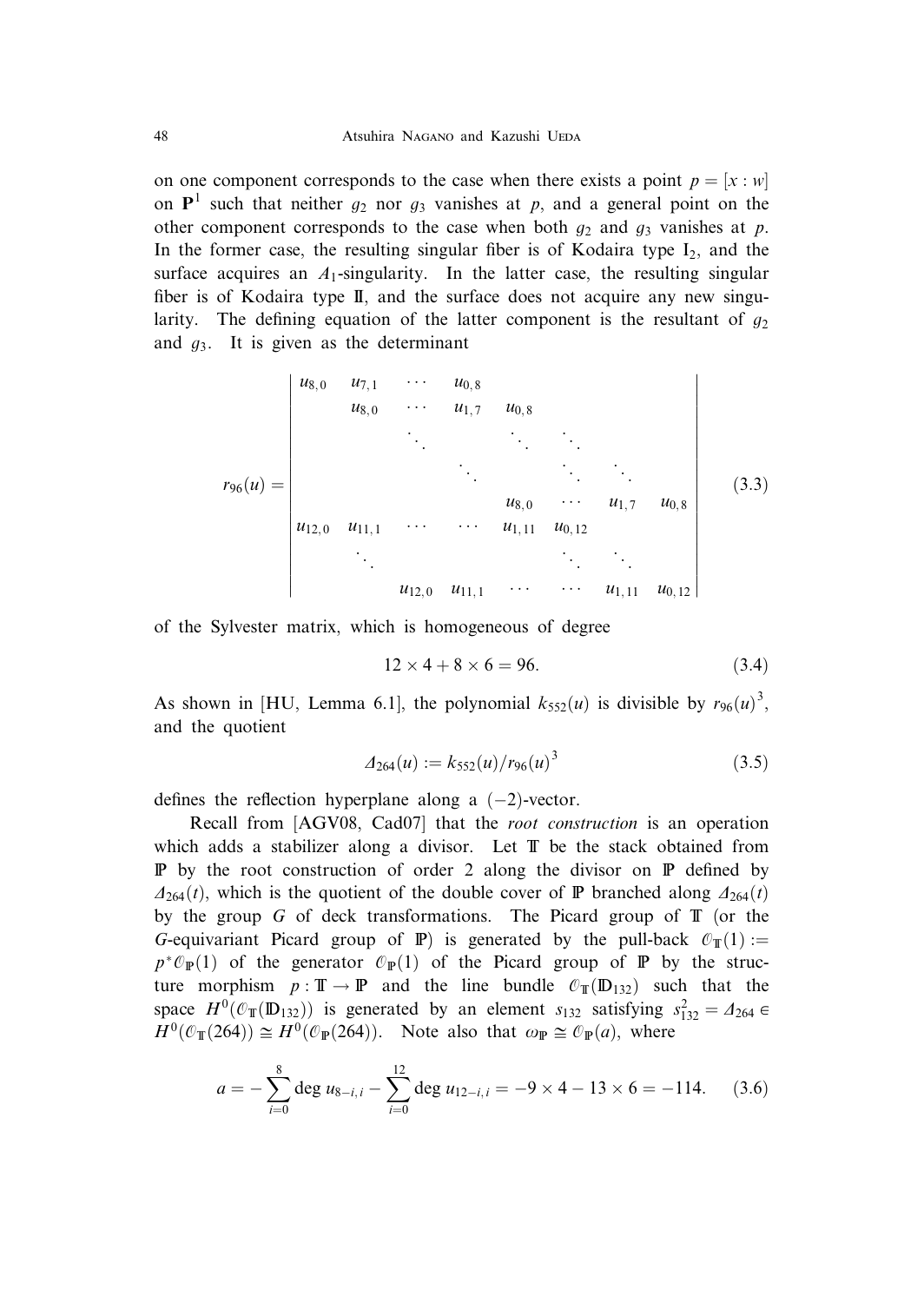on one component corresponds to the case when there exists a point $p = [x : w]$ on $\mathbf{P}^1$ such that neither $g_2$ nor $g_3$ vanishes at $p$, and a general point on the other component corresponds to the case when both $g_2$ and $g_3$ vanishes at $p$. In the former case, the resulting singular fiber is of Kodaira type $\mathrm{I}_2$, and the surface acquires an $A_1$-singularity. In the latter case, the resulting singular fiber is of Kodaira type II, and the surface does not acquire any new singularity. The defining equation of the latter component is the resultant of $g_2$ and $g_3$. It is given as the determinant

$$
r_{96}(u) = \begin{vmatrix}
u_{8,0} & u_{7,1} & \cdots & u_{0,8} & & & & \\
 & u_{8,0} & \cdots & u_{1,7} & u_{0,8} & & & \\
 & & \ddots & & \ddots & \ddots & & \\
 & & & \ddots & & \ddots & \ddots & \\
 & & & & u_{8,0} & \cdots & u_{1,7} & u_{0,8} \\
u_{12,0} & u_{11,1} & \cdots & \cdots & u_{1,11} & u_{0,12} & & \\
 & \ddots & & & & \ddots & \ddots & \\
 & & u_{12,0} & u_{11,1} & \cdots & \cdots & u_{1,11} & u_{0,12}
\end{vmatrix} \tag{3.3}
$$

of the Sylvester matrix, which is homogeneous of degree

$$
12 \times 4 + 8 \times 6 = 96. \tag{3.4}
$$

As shown in [HU, Lemma 6.1], the polynomial $k_{552}(u)$ is divisible by $r_{96}(u)^3$, and the quotient

$$
\Delta_{264}(u) := k_{552}(u)/r_{96}(u)^3 \tag{3.5}
$$

defines the reflection hyperplane along a $(-2)$-vector.

Recall from [AGV08, Cad07] that the *root construction* is an operation which adds a stabilizer along a divisor. Let $\mathbb{T}$ be the stack obtained from $\mathbb{P}$ by the root construction of order 2 along the divisor on $\mathbb{P}$ defined by $\Delta_{264}(t)$, which is the quotient of the double cover of $\mathbb{P}$ branched along $\Delta_{264}(t)$ by the group $G$ of deck transformations. The Picard group of $\mathbb{T}$ (or the $G$-equivariant Picard group of $\mathbb{P}$) is generated by the pull-back $\mathcal{O}_{\mathbb{T}}(1) := p^*\mathcal{O}_{\mathbb{P}}(1)$ of the generator $\mathcal{O}_{\mathbb{P}}(1)$ of the Picard group of $\mathbb{P}$ by the structure morphism $p : \mathbb{T} \to \mathbb{P}$ and the line bundle $\mathcal{O}_{\mathbb{T}}(\mathbb{D}_{132})$ such that the space $H^0(\mathcal{O}_{\mathbb{T}}(\mathbb{D}_{132}))$ is generated by an element $s_{132}$ satisfying $s_{132}^2 = \Delta_{264} \in H^0(\mathcal{O}_{\mathbb{T}}(264)) \cong H^0(\mathcal{O}_{\mathbb{P}}(264))$. Note also that $\omega_{\mathbb{P}} \cong \mathcal{O}_{\mathbb{P}}(a)$, where

$$
a = -\sum_{i=0}^{8} \deg u_{8-i,i} - \sum_{i=0}^{12} \deg u_{12-i,i} = -9 \times 4 - 13 \times 6 = -114. \tag{3.6}
$$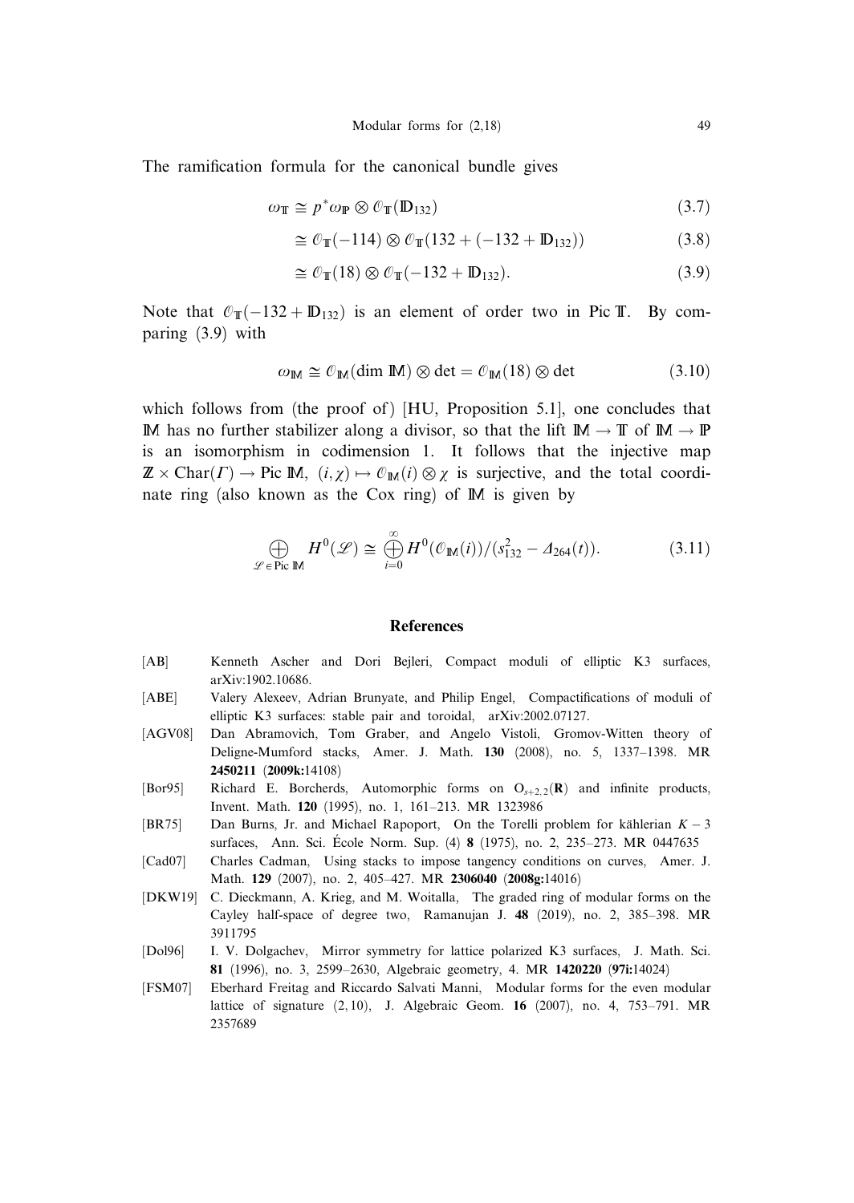The ramification formula for the canonical bundle gives

$$\omega_{\mathbb{T}} \cong p^*\omega_{\mathbb{P}} \otimes \mathcal{O}_{\mathbb{T}}(\mathbb{D}_{132}) \tag{3.7}$$

$$\cong \mathcal{O}_{\mathbb{T}}(-114) \otimes \mathcal{O}_{\mathbb{T}}(132 + (-132 + \mathbb{D}_{132})) \tag{3.8}$$

$$\cong \mathcal{O}_{\mathbb{T}}(18) \otimes \mathcal{O}_{\mathbb{T}}(-132 + \mathbb{D}_{132}). \tag{3.9}$$

Note that $\mathcal{O}_{\mathbb{T}}(-132 + \mathbb{D}_{132})$ is an element of order two in Pic $\mathbb{T}$. By comparing (3.9) with

$$\omega_{\mathbb{M}} \cong \mathcal{O}_{\mathbb{M}}(\dim \mathbb{M}) \otimes \det = \mathcal{O}_{\mathbb{M}}(18) \otimes \det \tag{3.10}$$

which follows from (the proof of) [HU, Proposition 5.1], one concludes that $\mathbb{M}$ has no further stabilizer along a divisor, so that the lift $\mathbb{M} \to \mathbb{T}$ of $\mathbb{M} \to \mathbb{P}$ is an isomorphism in codimension 1. It follows that the injective map $\mathbb{Z} \times \mathrm{Char}(\Gamma) \to \mathrm{Pic}\ \mathbb{M}$, $(i, \chi) \mapsto \mathcal{O}_{\mathbb{M}}(i) \otimes \chi$ is surjective, and the total coordinate ring (also known as the Cox ring) of $\mathbb{M}$ is given by

$$\bigoplus_{\mathcal{L} \in \mathrm{Pic}\ \mathbb{M}} H^0(\mathcal{L}) \cong \bigoplus_{i=0}^{\infty} H^0(\mathcal{O}_{\mathbb{M}}(i))/(s_{132}^2 - \Delta_{264}(t)). \tag{3.11}$$

## References

[AB] Kenneth Ascher and Dori Bejleri, Compact moduli of elliptic K3 surfaces, arXiv:1902.10686.

[ABE] Valery Alexeev, Adrian Brunyate, and Philip Engel, Compactifications of moduli of elliptic K3 surfaces: stable pair and toroidal, arXiv:2002.07127.

[AGV08] Dan Abramovich, Tom Graber, and Angelo Vistoli, Gromov-Witten theory of Deligne-Mumford stacks, Amer. J. Math. **130** (2008), no. 5, 1337–1398. MR **2450211** (**2009k:**14108)

[Bor95] Richard E. Borcherds, Automorphic forms on $O_{s+2,2}(\mathbf{R})$ and infinite products, Invent. Math. **120** (1995), no. 1, 161–213. MR 1323986

[BR75] Dan Burns, Jr. and Michael Rapoport, On the Torelli problem for kählerian $K-3$ surfaces, Ann. Sci. École Norm. Sup. (4) **8** (1975), no. 2, 235–273. MR 0447635

[Cad07] Charles Cadman, Using stacks to impose tangency conditions on curves, Amer. J. Math. **129** (2007), no. 2, 405–427. MR **2306040** (**2008g:**14016)

[DKW19] C. Dieckmann, A. Krieg, and M. Woitalla, The graded ring of modular forms on the Cayley half-space of degree two, Ramanujan J. **48** (2019), no. 2, 385–398. MR 3911795

[Dol96] I. V. Dolgachev, Mirror symmetry for lattice polarized K3 surfaces, J. Math. Sci. **81** (1996), no. 3, 2599–2630, Algebraic geometry, 4. MR **1420220** (**97i:**14024)

[FSM07] Eberhard Freitag and Riccardo Salvati Manni, Modular forms for the even modular lattice of signature $(2,10)$, J. Algebraic Geom. **16** (2007), no. 4, 753–791. MR 2357689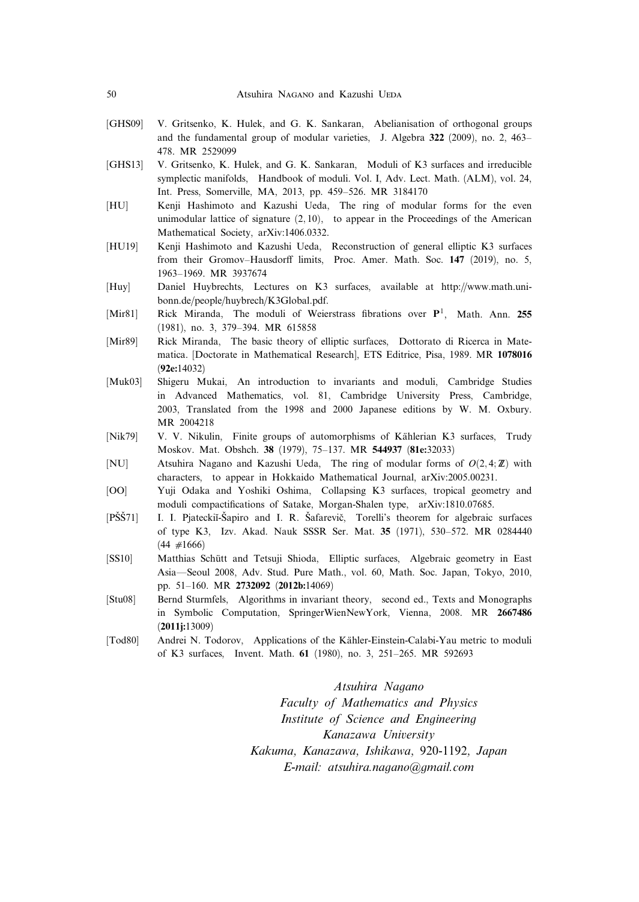[GHS09] V. Gritsenko, K. Hulek, and G. K. Sankaran, Abelianisation of orthogonal groups and the fundamental group of modular varieties, J. Algebra **322** (2009), no. 2, 463–478. MR 2529099

[GHS13] V. Gritsenko, K. Hulek, and G. K. Sankaran, Moduli of K3 surfaces and irreducible symplectic manifolds, Handbook of moduli. Vol. I, Adv. Lect. Math. (ALM), vol. 24, Int. Press, Somerville, MA, 2013, pp. 459–526. MR 3184170

[HU] Kenji Hashimoto and Kazushi Ueda, The ring of modular forms for the even unimodular lattice of signature $(2, 10)$, to appear in the Proceedings of the American Mathematical Society, arXiv:1406.0332.

[HU19] Kenji Hashimoto and Kazushi Ueda, Reconstruction of general elliptic K3 surfaces from their Gromov–Hausdorff limits, Proc. Amer. Math. Soc. **147** (2019), no. 5, 1963–1969. MR 3937674

[Huy] Daniel Huybrechts, Lectures on K3 surfaces, available at http://www.math.uni-bonn.de/people/huybrech/K3Global.pdf.

[Mir81] Rick Miranda, The moduli of Weierstrass fibrations over $\mathbf{P}^1$, Math. Ann. **255** (1981), no. 3, 379–394. MR 615858

[Mir89] Rick Miranda, The basic theory of elliptic surfaces, Dottorato di Ricerca in Matematica. [Doctorate in Mathematical Research], ETS Editrice, Pisa, 1989. MR **1078016** (**92e:**14032)

[Muk03] Shigeru Mukai, An introduction to invariants and moduli, Cambridge Studies in Advanced Mathematics, vol. 81, Cambridge University Press, Cambridge, 2003, Translated from the 1998 and 2000 Japanese editions by W. M. Oxbury. MR 2004218

[Nik79] V. V. Nikulin, Finite groups of automorphisms of Kählerian K3 surfaces, Trudy Moskov. Mat. Obshch. **38** (1979), 75–137. MR **544937** (**81e:**32033)

[NU] Atsuhira Nagano and Kazushi Ueda, The ring of modular forms of $O(2, 4; \mathbb{Z})$ with characters, to appear in Hokkaido Mathematical Journal, arXiv:2005.00231.

[OO] Yuji Odaka and Yoshiki Oshima, Collapsing K3 surfaces, tropical geometry and moduli compactifications of Satake, Morgan-Shalen type, arXiv:1810.07685.

[PŠŠ71] I. I. Pjateckiĭ-Šapiro and I. R. Šafarevič, Torelli's theorem for algebraic surfaces of type K3, Izv. Akad. Nauk SSSR Ser. Mat. **35** (1971), 530–572. MR 0284440 (44 #1666)

[SS10] Matthias Schütt and Tetsuji Shioda, Elliptic surfaces, Algebraic geometry in East Asia—Seoul 2008, Adv. Stud. Pure Math., vol. 60, Math. Soc. Japan, Tokyo, 2010, pp. 51–160. MR **2732092** (**2012b:**14069)

[Stu08] Bernd Sturmfels, Algorithms in invariant theory, second ed., Texts and Monographs in Symbolic Computation, SpringerWienNewYork, Vienna, 2008. MR **2667486** (**2011j:**13009)

[Tod80] Andrei N. Todorov, Applications of the Kähler-Einstein-Calabi-Yau metric to moduli of K3 surfaces, Invent. Math. **61** (1980), no. 3, 251–265. MR 592693

*Atsuhira Nagano*
*Faculty of Mathematics and Physics*
*Institute of Science and Engineering*
*Kanazawa University*
*Kakuma, Kanazawa, Ishikawa,* 920-1192*, Japan*
*E-mail: atsuhira.nagano@gmail.com*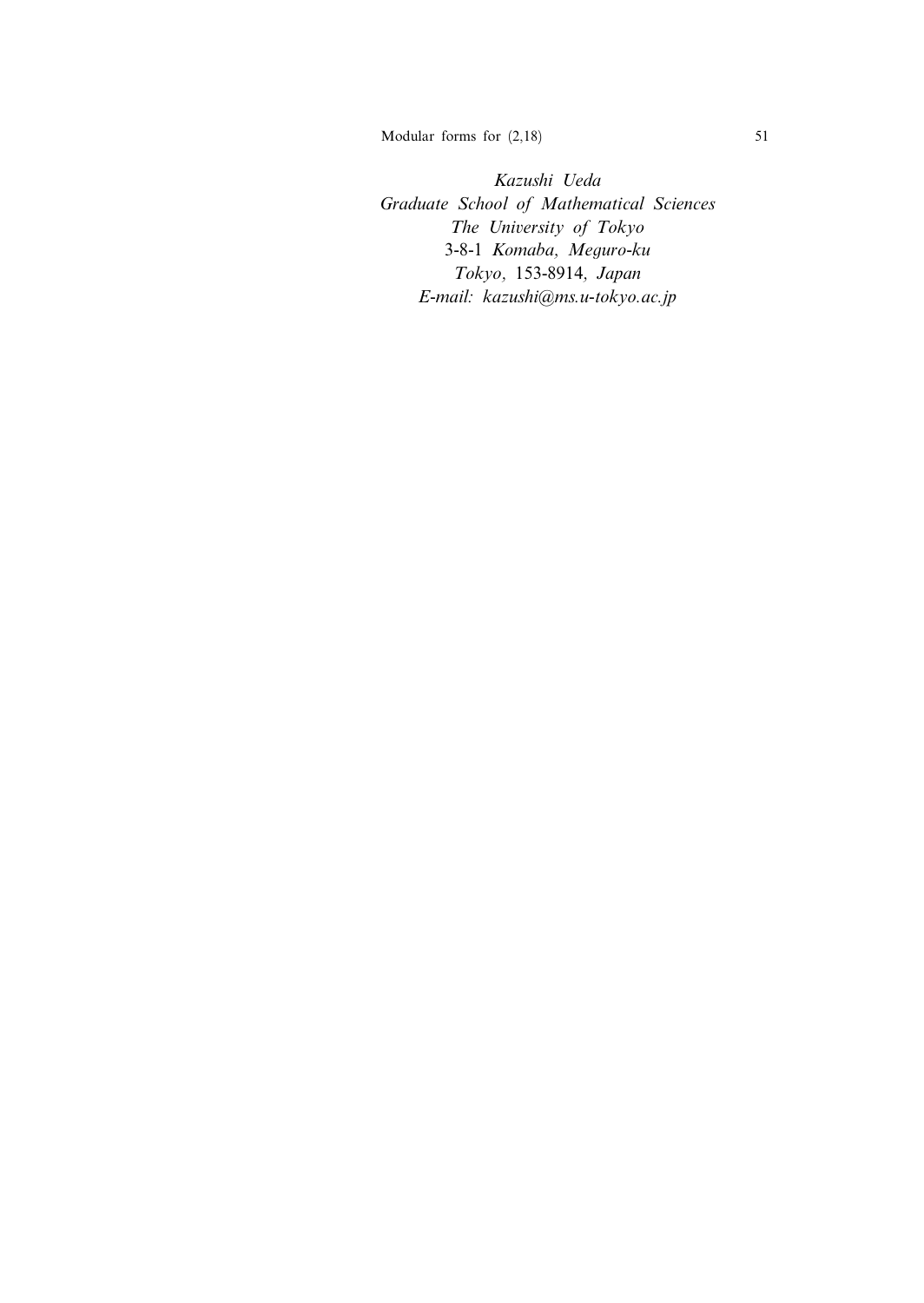*Kazushi Ueda*
*Graduate School of Mathematical Sciences*
*The University of Tokyo*
3-8-1 *Komaba, Meguro-ku*
*Tokyo,* 153-8914*, Japan*
*E-mail: kazushi@ms.u-tokyo.ac.jp*